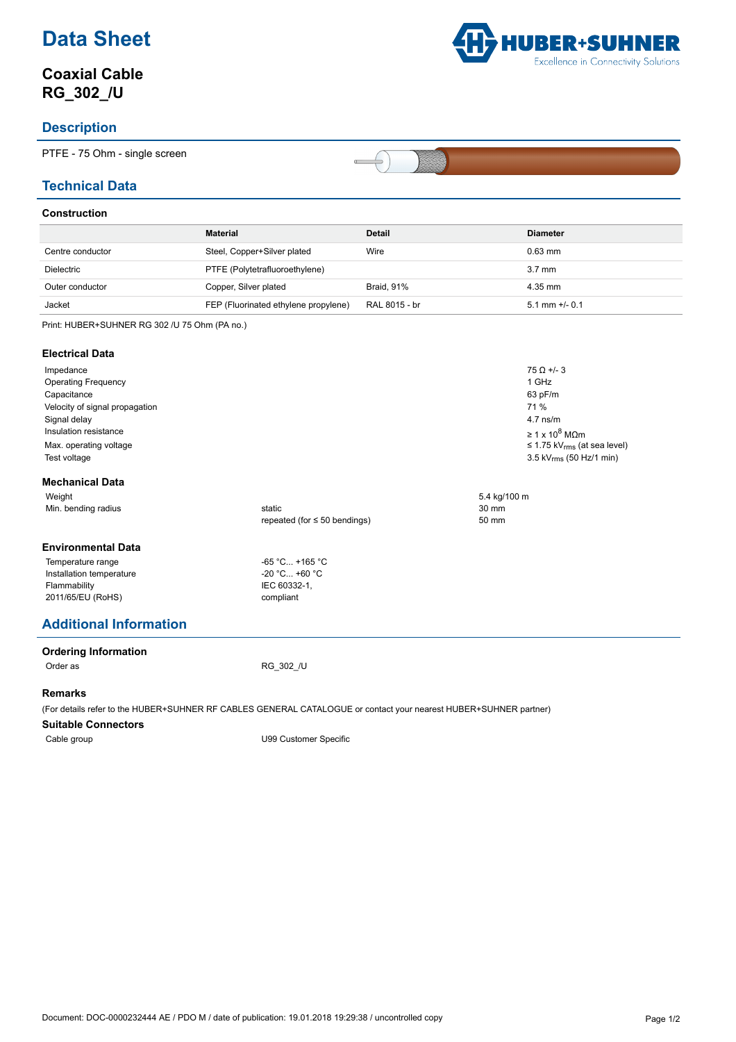# Data Sheet

## Coaxial Cable RG_302_/U

## Description

PTFE - 75 Ohm - single screen

## Technical Data

### Construction

| | Material | Detail | Diameter |
|---|---|---|---|
| Centre conductor | Steel, Copper+Silver plated | Wire | 0.63 mm |
| Dielectric | PTFE (Polytetrafluoroethylene) | | 3.7 mm |
| Outer conductor | Copper, Silver plated | Braid, 91% | 4.35 mm |
| Jacket | FEP (Fluorinated ethylene propylene) | RAL 8015 - br | 5.1 mm +/- 0.1 |

Print: HUBER+SUHNER RG 302 /U 75 Ohm (PA no.)

### Electrical Data

| | |
|---|---|
| Impedance | 75 Ω +/- 3 |
| Operating Frequency | 1 GHz |
| Capacitance | 63 pF/m |
| Velocity of signal propagation | 71 % |
| Signal delay | 4.7 ns/m |
| Insulation resistance | ≥ 1 x $10^8$ MΩm |
| Max. operating voltage | ≤ 1.75 $kV_{rms}$ (at sea level) |
| Test voltage | 3.5 $kV_{rms}$ (50 Hz/1 min) |

### Mechanical Data

| | | |
|---|---|---|
| Weight | | 5.4 kg/100 m |
| Min. bending radius | static | 30 mm |
| | repeated (for ≤ 50 bendings) | 50 mm |

### Environmental Data

| | |
|---|---|
| Temperature range | -65 °C... +165 °C |
| Installation temperature | -20 °C... +60 °C |
| Flammability | IEC 60332-1, |
| 2011/65/EU (RoHS) | compliant |

## Additional Information

### Ordering Information

| | |
|---|---|
| Order as | RG_302_/U |

### Remarks

(For details refer to the HUBER+SUHNER RF CABLES GENERAL CATALOGUE or contact your nearest HUBER+SUHNER partner)

### Suitable Connectors

| | |
|---|---|
| Cable group | U99 Customer Specific |

Document: DOC-0000232444 AE / PDO M / date of publication: 19.01.2018 19:29:38 / uncontrolled copy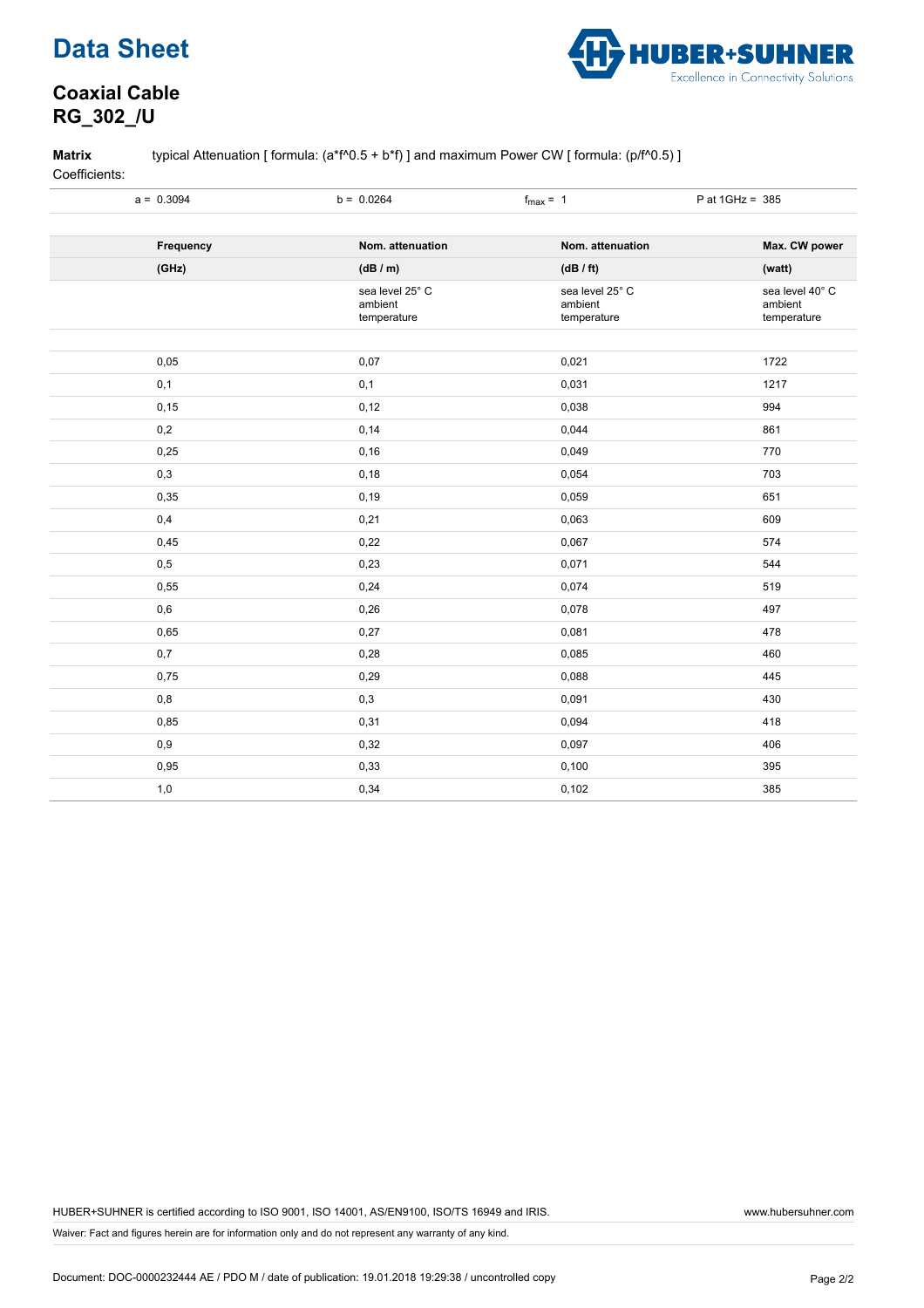# Data Sheet

## Coaxial Cable
## RG_302_/U

**Matrix** typical Attenuation [ formula: (a*f^0.5 + b*f) ] and maximum Power CW [ formula: (p/f^0.5) ]
Coefficients:

| | | | |
|---|---|---|---|
| a = 0.3094 | b = 0.0264 | $f_{max}$ = 1 | P at 1GHz = 385 |

| Frequency (GHz) | Nom. attenuation (dB / m) sea level 25° C ambient temperature | Nom. attenuation (dB / ft) sea level 25° C ambient temperature | Max. CW power (watt) sea level 40° C ambient temperature |
|---|---|---|---|
| 0,05 | 0,07 | 0,021 | 1722 |
| 0,1 | 0,1 | 0,031 | 1217 |
| 0,15 | 0,12 | 0,038 | 994 |
| 0,2 | 0,14 | 0,044 | 861 |
| 0,25 | 0,16 | 0,049 | 770 |
| 0,3 | 0,18 | 0,054 | 703 |
| 0,35 | 0,19 | 0,059 | 651 |
| 0,4 | 0,21 | 0,063 | 609 |
| 0,45 | 0,22 | 0,067 | 574 |
| 0,5 | 0,23 | 0,071 | 544 |
| 0,55 | 0,24 | 0,074 | 519 |
| 0,6 | 0,26 | 0,078 | 497 |
| 0,65 | 0,27 | 0,081 | 478 |
| 0,7 | 0,28 | 0,085 | 460 |
| 0,75 | 0,29 | 0,088 | 445 |
| 0,8 | 0,3 | 0,091 | 430 |
| 0,85 | 0,31 | 0,094 | 418 |
| 0,9 | 0,32 | 0,097 | 406 |
| 0,95 | 0,33 | 0,100 | 395 |
| 1,0 | 0,34 | 0,102 | 385 |

HUBER+SUHNER is certified according to ISO 9001, ISO 14001, AS/EN9100, ISO/TS 16949 and IRIS. www.hubersuhner.com

Waiver: Fact and figures herein are for information only and do not represent any warranty of any kind.

Document: DOC-0000232444 AE / PDO M / date of publication: 19.01.2018 19:29:38 / uncontrolled copy